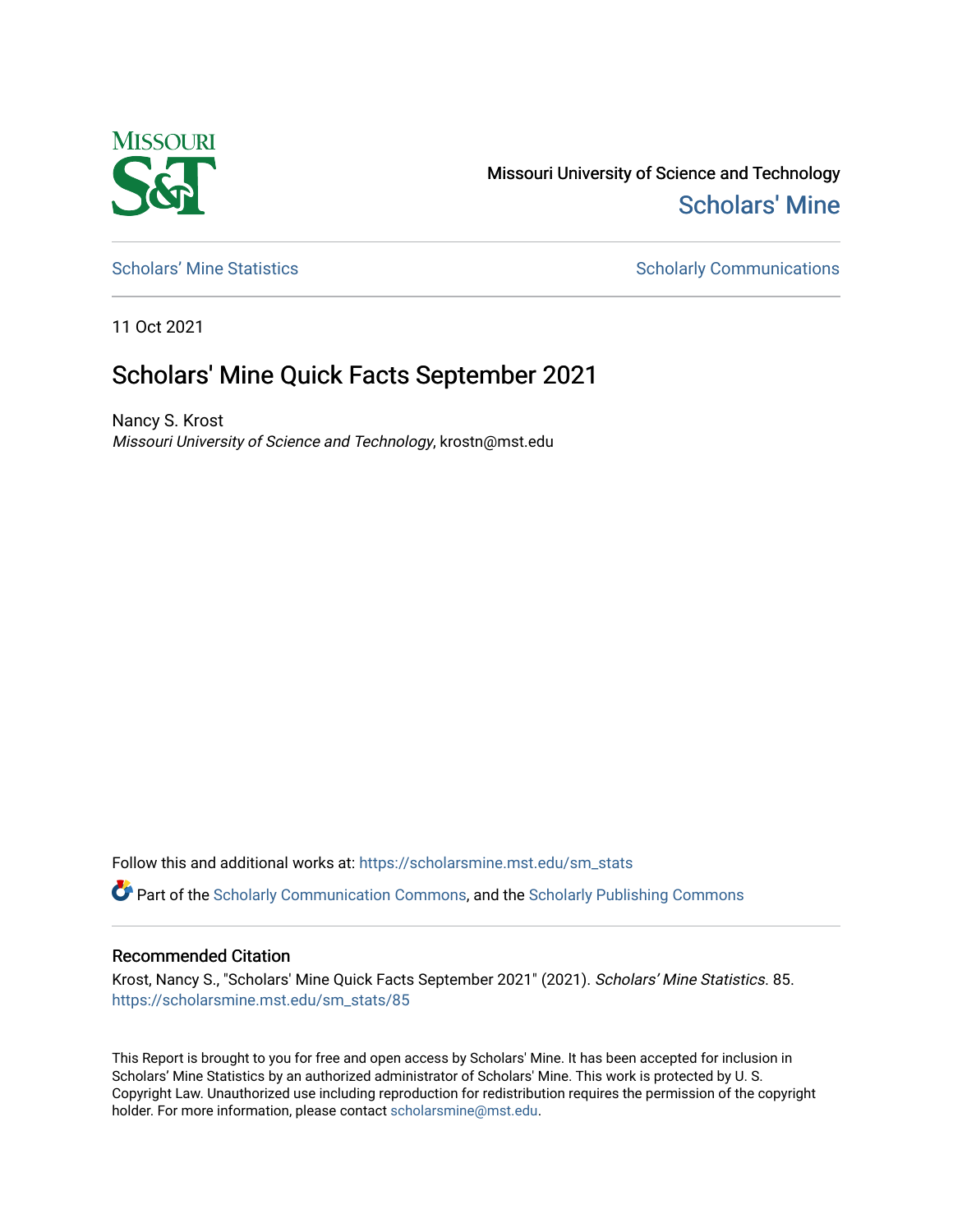Missouri University of Science and Technology

Scholars' Mine

Scholars' Mine Statistics

Scholarly Communications

11 Oct 2021

# Scholars' Mine Quick Facts September 2021

Nancy S. Krost
*Missouri University of Science and Technology*, krostn@mst.edu

Follow this and additional works at: https://scholarsmine.mst.edu/sm_stats

Part of the Scholarly Communication Commons, and the Scholarly Publishing Commons

## Recommended Citation

Krost, Nancy S., "Scholars' Mine Quick Facts September 2021" (2021). *Scholars' Mine Statistics*. 85.
https://scholarsmine.mst.edu/sm_stats/85

This Report is brought to you for free and open access by Scholars' Mine. It has been accepted for inclusion in Scholars' Mine Statistics by an authorized administrator of Scholars' Mine. This work is protected by U. S. Copyright Law. Unauthorized use including reproduction for redistribution requires the permission of the copyright holder. For more information, please contact scholarsmine@mst.edu.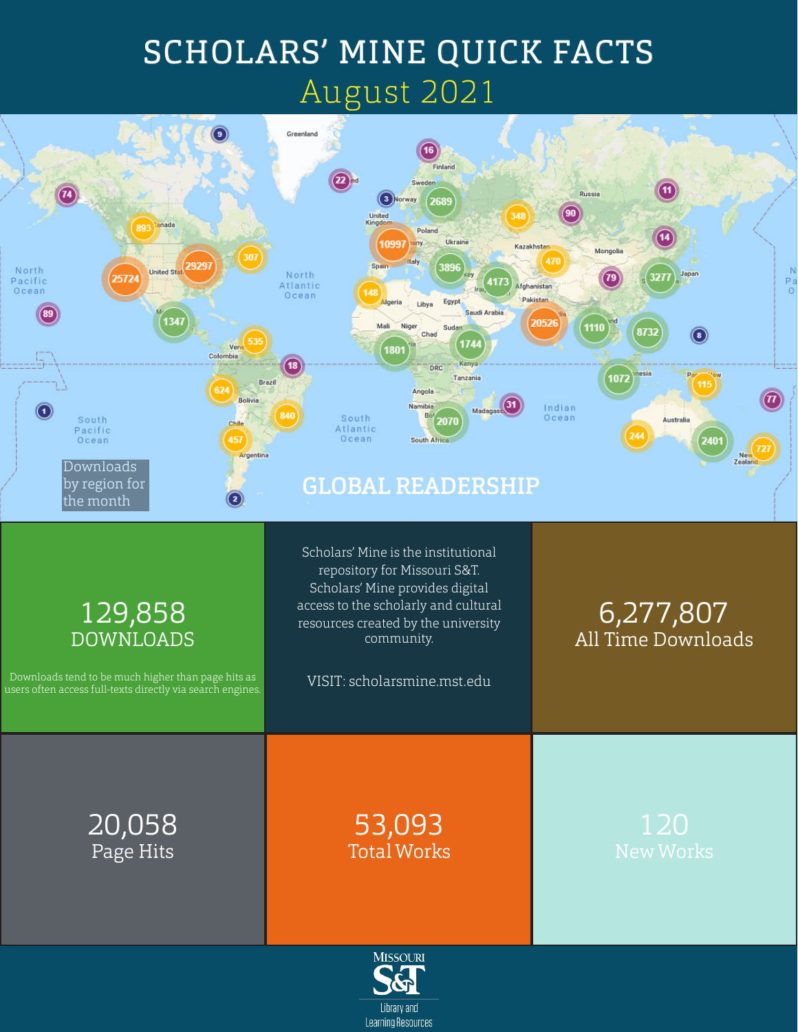# SCHOLARS' MINE QUICK FACTS

## August 2021

## GLOBAL READERSHIP

Downloads by region for the month

129,858
DOWNLOADS

Downloads tend to be much higher than page hits as users often access full-texts directly via search engines.

Scholars' Mine is the institutional repository for Missouri S&T. Scholars' Mine provides digital access to the scholarly and cultural resources created by the university community.

VISIT: scholarsmine.mst.edu

6,277,807
All Time Downloads

20,058
Page Hits

53,093
Total Works

120
New Works

MISSOURI S&T
Library and Learning Resources